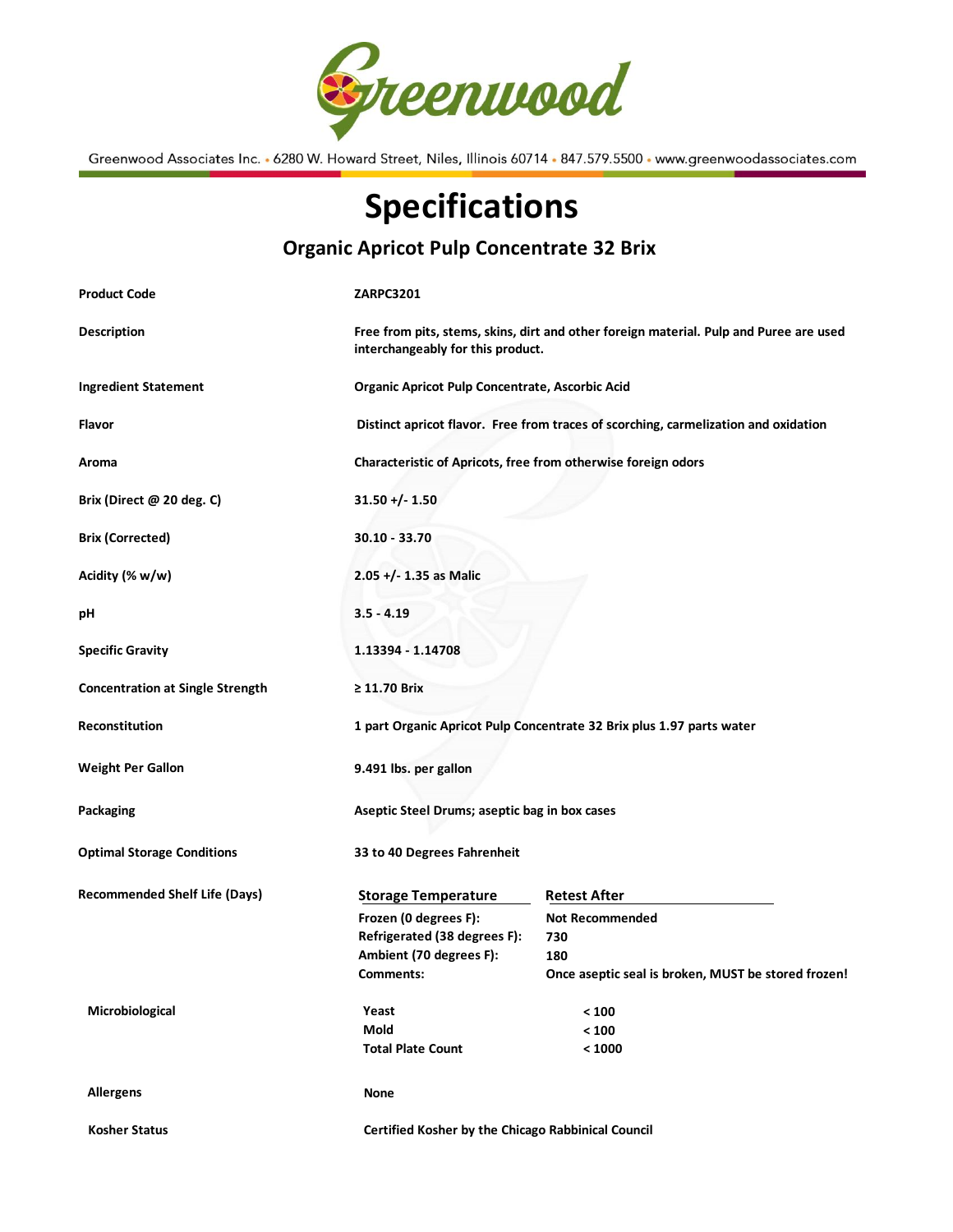Greenwood

Greenwood Associates Inc. • 6280 W. Howard Street, Niles, Illinois 60714 • 847.579.5500 • www.greenwoodassociates.com

# Specifications

## Organic Apricot Pulp Concentrate 32 Brix

| | |
|---|---|
| **Product Code** | **ZARPC3201** |
| **Description** | **Free from pits, stems, skins, dirt and other foreign material. Pulp and Puree are used interchangeably for this product.** |
| **Ingredient Statement** | **Organic Apricot Pulp Concentrate, Ascorbic Acid** |
| **Flavor** | **Distinct apricot flavor. Free from traces of scorching, carmelization and oxidation** |
| **Aroma** | **Characteristic of Apricots, free from otherwise foreign odors** |
| **Brix (Direct @ 20 deg. C)** | **31.50 +/- 1.50** |
| **Brix (Corrected)** | **30.10 - 33.70** |
| **Acidity (% w/w)** | **2.05 +/- 1.35 as Malic** |
| **pH** | **3.5 - 4.19** |
| **Specific Gravity** | **1.13394 - 1.14708** |
| **Concentration at Single Strength** | **≥ 11.70 Brix** |
| **Reconstitution** | **1 part Organic Apricot Pulp Concentrate 32 Brix plus 1.97 parts water** |
| **Weight Per Gallon** | **9.491 lbs. per gallon** |
| **Packaging** | **Aseptic Steel Drums; aseptic bag in box cases** |
| **Optimal Storage Conditions** | **33 to 40 Degrees Fahrenheit** |

**Recommended Shelf Life (Days)**

| Storage Temperature | Retest After |
|---|---|
| **Frozen (0 degrees F):** | **Not Recommended** |
| **Refrigerated (38 degrees F):** | **730** |
| **Ambient (70 degrees F):** | **180** |
| **Comments:** | **Once aseptic seal is broken, MUST be stored frozen!** |

**Microbiological**

| | |
|---|---|
| **Yeast** | **< 100** |
| **Mold** | **< 100** |
| **Total Plate Count** | **< 1000** |

| | |
|---|---|
| **Allergens** | **None** |
| **Kosher Status** | **Certified Kosher by the Chicago Rabbinical Council** |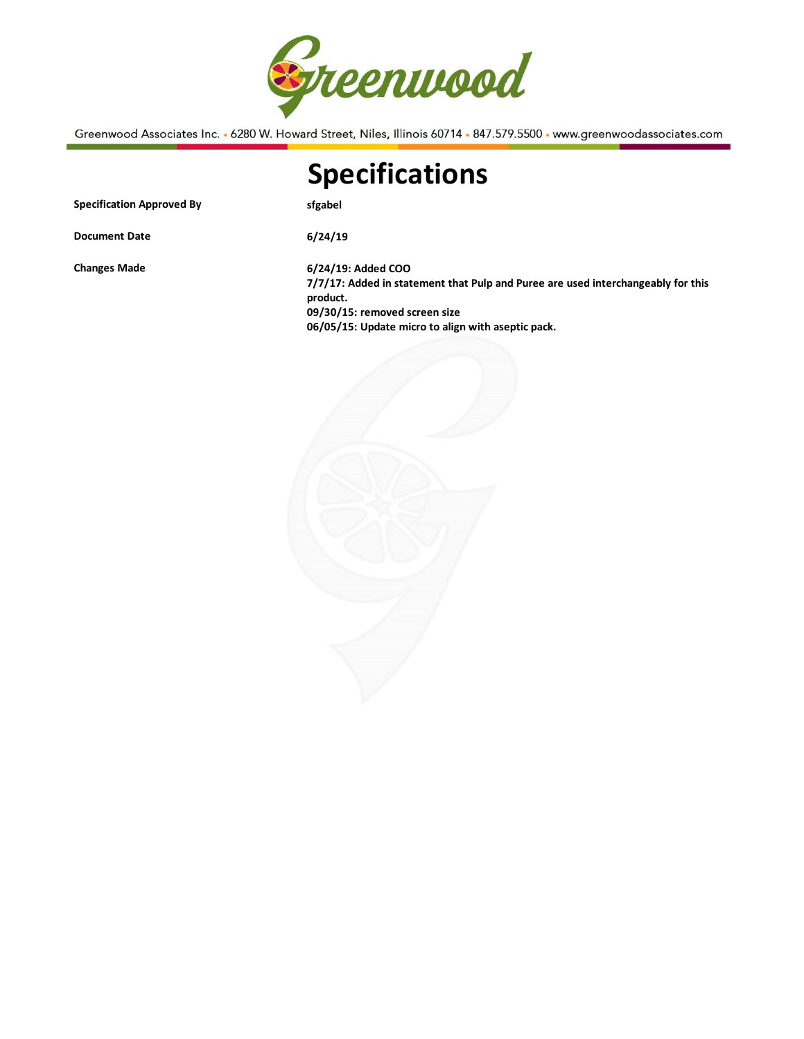# Specifications

| | |
|---|---|
| **Specification Approved By** | **sfgabel** |
| **Document Date** | **6/24/19** |
| **Changes Made** | **6/24/19: Added COO**<br>**7/7/17: Added in statement that Pulp and Puree are used interchangeably for this product.**<br>**09/30/15: removed screen size**<br>**06/05/15: Update micro to align with aseptic pack.** |